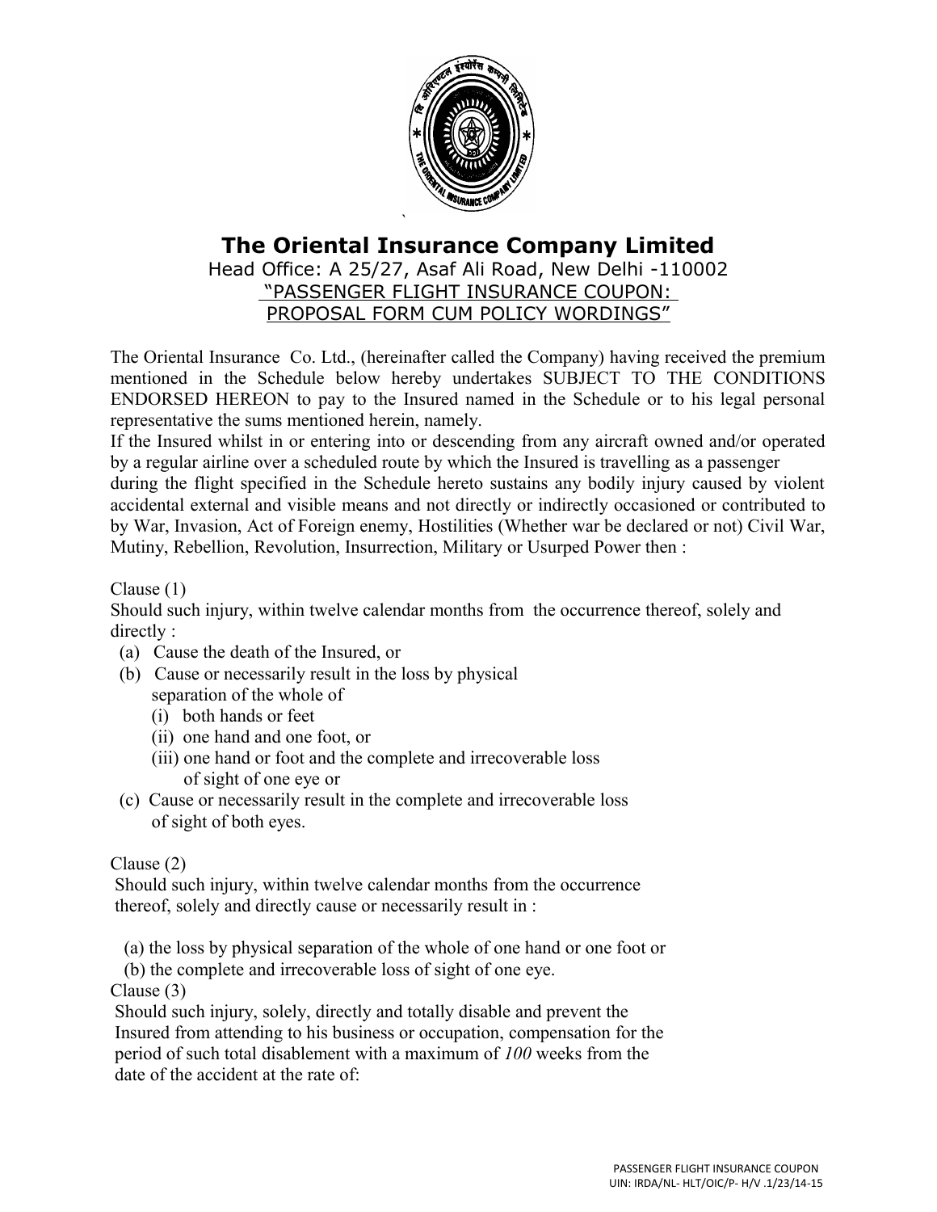# The Oriental Insurance Company Limited

Head Office: A 25/27, Asaf Ali Road, New Delhi -110002

"PASSENGER FLIGHT INSURANCE COUPON:
PROPOSAL FORM CUM POLICY WORDINGS"

The Oriental Insurance Co. Ltd., (hereinafter called the Company) having received the premium mentioned in the Schedule below hereby undertakes SUBJECT TO THE CONDITIONS ENDORSED HEREON to pay to the Insured named in the Schedule or to his legal personal representative the sums mentioned herein, namely.

If the Insured whilst in or entering into or descending from any aircraft owned and/or operated by a regular airline over a scheduled route by which the Insured is travelling as a passenger during the flight specified in the Schedule hereto sustains any bodily injury caused by violent accidental external and visible means and not directly or indirectly occasioned or contributed to by War, Invasion, Act of Foreign enemy, Hostilities (Whether war be declared or not) Civil War, Mutiny, Rebellion, Revolution, Insurrection, Military or Usurped Power then :

Clause (1)

Should such injury, within twelve calendar months from the occurrence thereof, solely and directly :

(a) Cause the death of the Insured, or

(b) Cause or necessarily result in the loss by physical separation of the whole of
   - (i) both hands or feet
   - (ii) one hand and one foot, or
   - (iii) one hand or foot and the complete and irrecoverable loss of sight of one eye or

(c) Cause or necessarily result in the complete and irrecoverable loss of sight of both eyes.

Clause (2)

Should such injury, within twelve calendar months from the occurrence thereof, solely and directly cause or necessarily result in :

(a) the loss by physical separation of the whole of one hand or one foot or

(b) the complete and irrecoverable loss of sight of one eye.

Clause (3)

Should such injury, solely, directly and totally disable and prevent the Insured from attending to his business or occupation, compensation for the period of such total disablement with a maximum of *100* weeks from the date of the accident at the rate of:

PASSENGER FLIGHT INSURANCE COUPON
UIN: IRDA/NL- HLT/OIC/P- H/V .1/23/14-15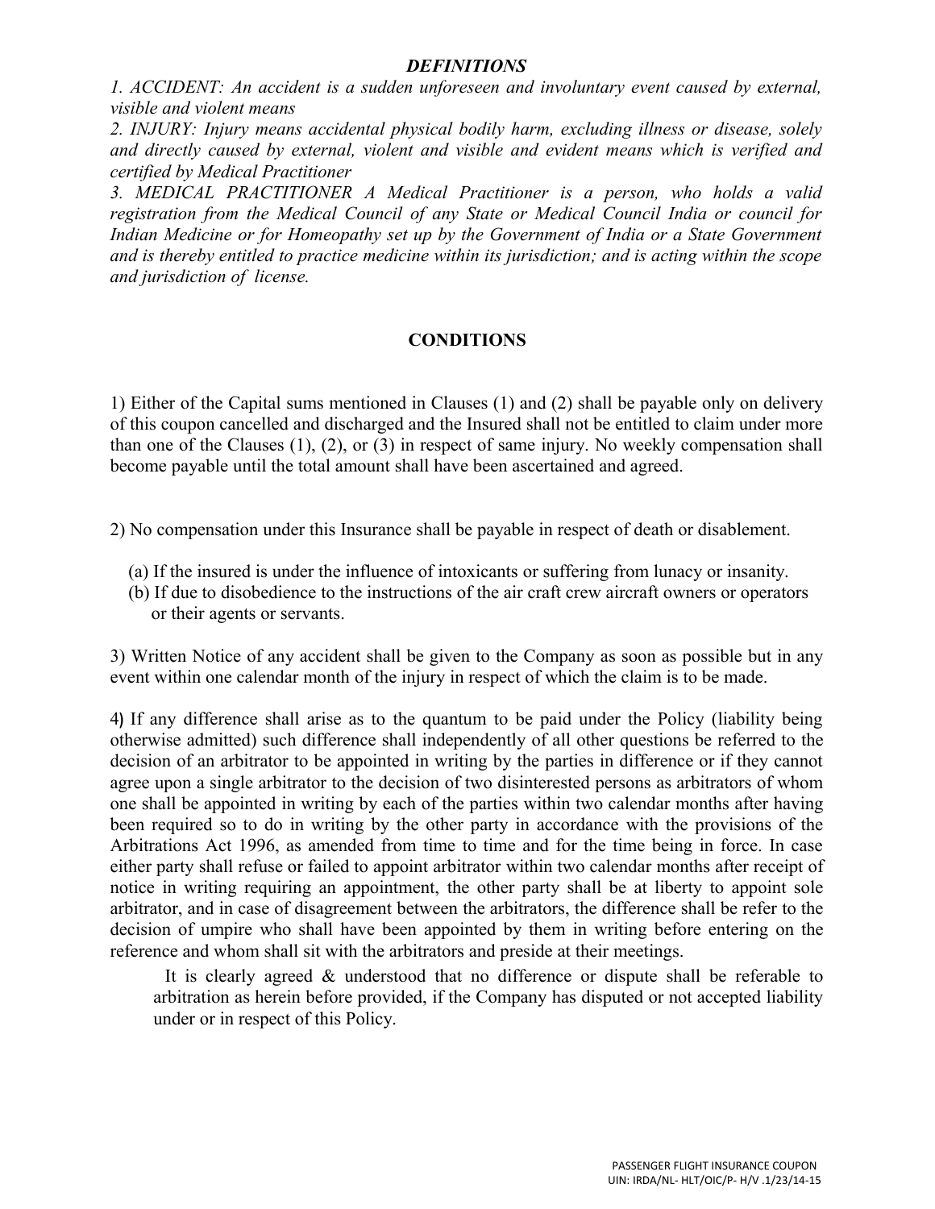## *DEFINITIONS*

*1. ACCIDENT: An accident is a sudden unforeseen and involuntary event caused by external, visible and violent means*

*2. INJURY: Injury means accidental physical bodily harm, excluding illness or disease, solely and directly caused by external, violent and visible and evident means which is verified and certified by Medical Practitioner*

*3. MEDICAL PRACTITIONER A Medical Practitioner is a person, who holds a valid registration from the Medical Council of any State or Medical Council India or council for Indian Medicine or for Homeopathy set up by the Government of India or a State Government and is thereby entitled to practice medicine within its jurisdiction; and is acting within the scope and jurisdiction of license.*

## CONDITIONS

1) Either of the Capital sums mentioned in Clauses (1) and (2) shall be payable only on delivery of this coupon cancelled and discharged and the Insured shall not be entitled to claim under more than one of the Clauses (1), (2), or (3) in respect of same injury. No weekly compensation shall become payable until the total amount shall have been ascertained and agreed.

2) No compensation under this Insurance shall be payable in respect of death or disablement.

(a) If the insured is under the influence of intoxicants or suffering from lunacy or insanity.
(b) If due to disobedience to the instructions of the air craft crew aircraft owners or operators or their agents or servants.

3) Written Notice of any accident shall be given to the Company as soon as possible but in any event within one calendar month of the injury in respect of which the claim is to be made.

4) If any difference shall arise as to the quantum to be paid under the Policy (liability being otherwise admitted) such difference shall independently of all other questions be referred to the decision of an arbitrator to be appointed in writing by the parties in difference or if they cannot agree upon a single arbitrator to the decision of two disinterested persons as arbitrators of whom one shall be appointed in writing by each of the parties within two calendar months after having been required so to do in writing by the other party in accordance with the provisions of the Arbitrations Act 1996, as amended from time to time and for the time being in force. In case either party shall refuse or failed to appoint arbitrator within two calendar months after receipt of notice in writing requiring an appointment, the other party shall be at liberty to appoint sole arbitrator, and in case of disagreement between the arbitrators, the difference shall be refer to the decision of umpire who shall have been appointed by them in writing before entering on the reference and whom shall sit with the arbitrators and preside at their meetings.

It is clearly agreed & understood that no difference or dispute shall be referable to arbitration as herein before provided, if the Company has disputed or not accepted liability under or in respect of this Policy.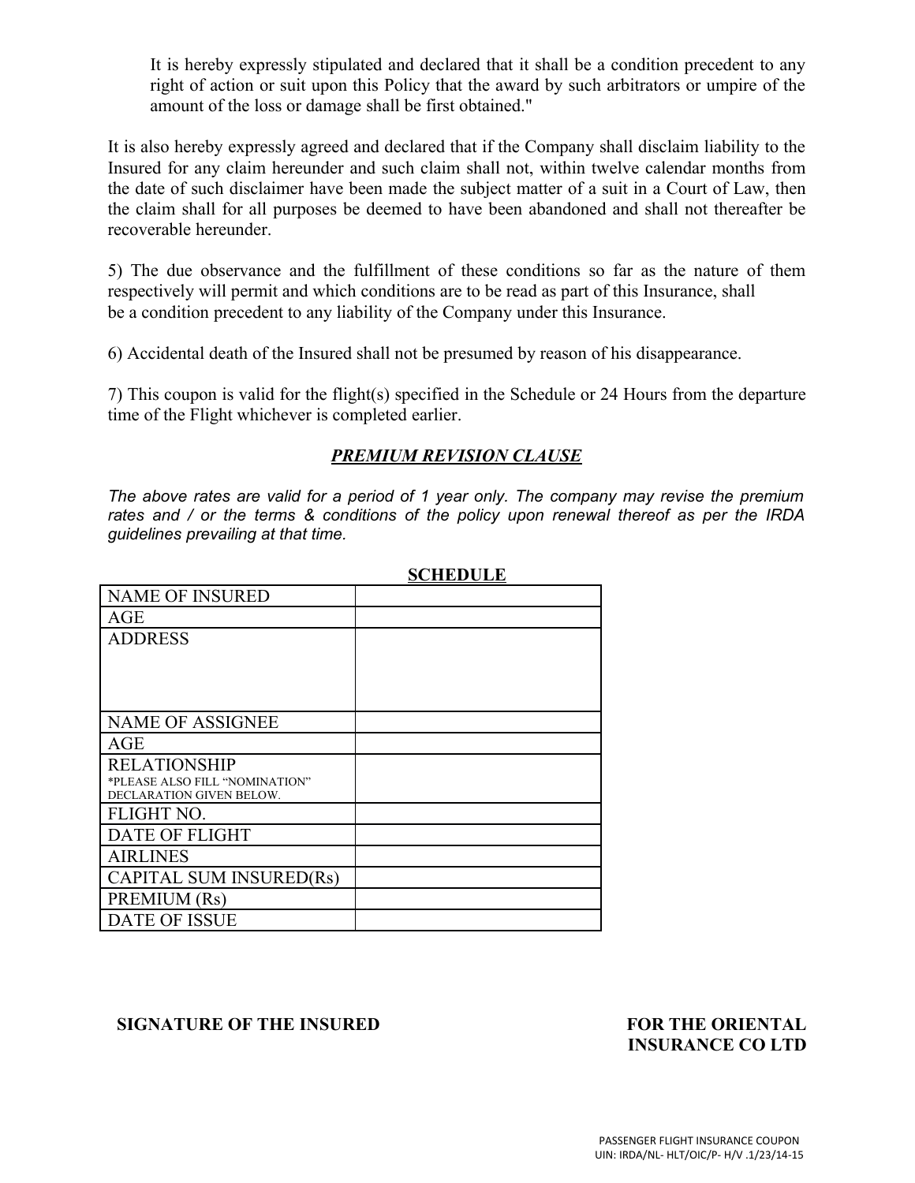It is hereby expressly stipulated and declared that it shall be a condition precedent to any right of action or suit upon this Policy that the award by such arbitrators or umpire of the amount of the loss or damage shall be first obtained."

It is also hereby expressly agreed and declared that if the Company shall disclaim liability to the Insured for any claim hereunder and such claim shall not, within twelve calendar months from the date of such disclaimer have been made the subject matter of a suit in a Court of Law, then the claim shall for all purposes be deemed to have been abandoned and shall not thereafter be recoverable hereunder.

5) The due observance and the fulfillment of these conditions so far as the nature of them respectively will permit and which conditions are to be read as part of this Insurance, shall be a condition precedent to any liability of the Company under this Insurance.

6) Accidental death of the Insured shall not be presumed by reason of his disappearance.

7) This coupon is valid for the flight(s) specified in the Schedule or 24 Hours from the departure time of the Flight whichever is completed earlier.

## ***PREMIUM REVISION CLAUSE***

*The above rates are valid for a period of 1 year only. The company may revise the premium rates and / or the terms & conditions of the policy upon renewal thereof as per the IRDA guidelines prevailing at that time.*

**SCHEDULE**

| | |
|---|---|
| NAME OF INSURED | |
| AGE | |
| ADDRESS | |
| NAME OF ASSIGNEE | |
| AGE | |
| RELATIONSHIP<br>*PLEASE ALSO FILL "NOMINATION" DECLARATION GIVEN BELOW. | |
| FLIGHT NO. | |
| DATE OF FLIGHT | |
| AIRLINES | |
| CAPITAL SUM INSURED(Rs) | |
| PREMIUM (Rs) | |
| DATE OF ISSUE | |

**SIGNATURE OF THE INSURED**

**FOR THE ORIENTAL INSURANCE CO LTD**

PASSENGER FLIGHT INSURANCE COUPON
UIN: IRDA/NL- HLT/OIC/P- H/V .1/23/14-15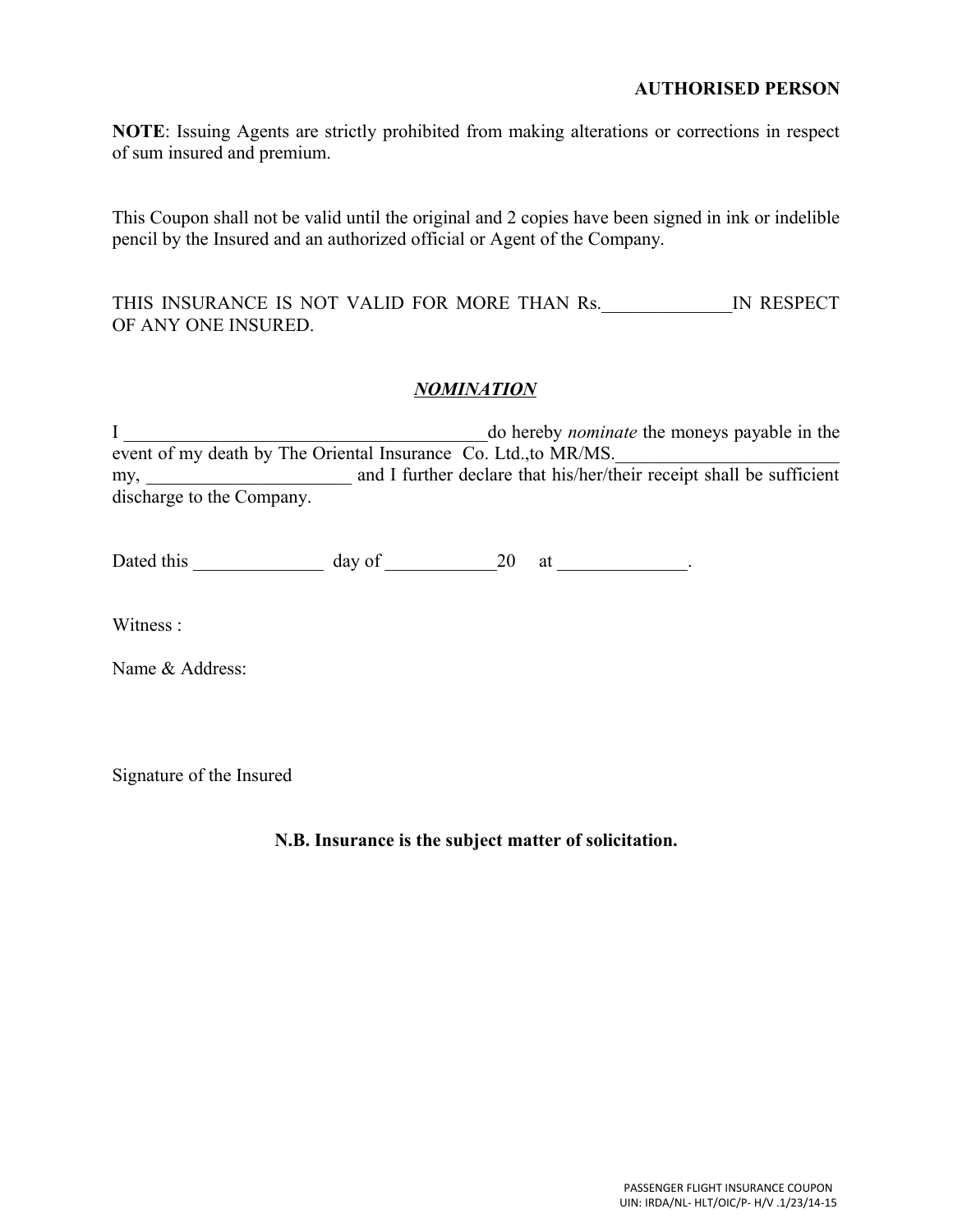**AUTHORISED PERSON**

**NOTE**: Issuing Agents are strictly prohibited from making alterations or corrections in respect of sum insured and premium.

This Coupon shall not be valid until the original and 2 copies have been signed in ink or indelible pencil by the Insured and an authorized official or Agent of the Company.

THIS INSURANCE IS NOT VALID FOR MORE THAN Rs.______________IN RESPECT OF ANY ONE INSURED.

## ***NOMINATION***

I ________________________________________do hereby *nominate* the moneys payable in the event of my death by The Oriental Insurance Co. Ltd.,to MR/MS.________________________ my, ______________________ and I further declare that his/her/their receipt shall be sufficient discharge to the Company.

Dated this ______________ day of ____________20 at ______________.

Witness :

Name & Address:

Signature of the Insured

**N.B. Insurance is the subject matter of solicitation.**

PASSENGER FLIGHT INSURANCE COUPON
UIN: IRDA/NL- HLT/OIC/P- H/V .1/23/14-15